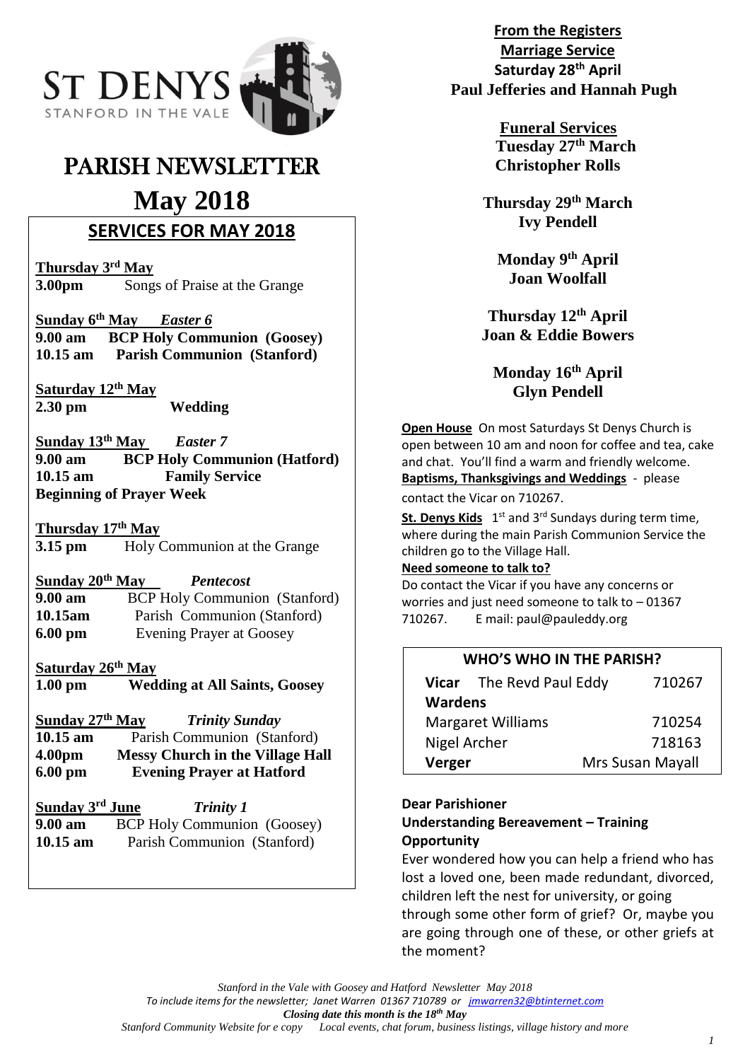ST DENYS
STANFORD IN THE VALE

# PARISH NEWSLETTER

# May 2018

## SERVICES FOR MAY 2018

**Thursday 3rd May**
**3.00pm** Songs of Praise at the Grange

**Sunday 6th May** ***Easter 6***
**9.00 am** **BCP Holy Communion (Goosey)**
**10.15 am** **Parish Communion (Stanford)**

**Saturday 12th May**
**2.30 pm** **Wedding**

**Sunday 13th May** ***Easter 7***
**9.00 am** **BCP Holy Communion (Hatford)**
**10.15 am** **Family Service**
**Beginning of Prayer Week**

**Thursday 17th May**
**3.15 pm** Holy Communion at the Grange

**Sunday 20th May** ***Pentecost***
**9.00 am** BCP Holy Communion (Stanford)
**10.15am** Parish Communion (Stanford)
**6.00 pm** Evening Prayer at Goosey

**Saturday 26th May**
**1.00 pm** **Wedding at All Saints, Goosey**

**Sunday 27th May** ***Trinity Sunday***
**10.15 am** Parish Communion (Stanford)
**4.00pm** **Messy Church in the Village Hall**
**6.00 pm** **Evening Prayer at Hatford**

**Sunday 3rd June** ***Trinity 1***
**9.00 am** BCP Holy Communion (Goosey)
**10.15 am** Parish Communion (Stanford)

## From the Registers

**Marriage Service**
**Saturday 28th April**
**Paul Jefferies and Hannah Pugh**

**Funeral Services**
**Tuesday 27th March**
**Christopher Rolls**

**Thursday 29th March**
**Ivy Pendell**

**Monday 9th April**
**Joan Woolfall**

**Thursday 12th April**
**Joan & Eddie Bowers**

**Monday 16th April**
**Glyn Pendell**

**Open House** On most Saturdays St Denys Church is open between 10 am and noon for coffee and tea, cake and chat. You'll find a warm and friendly welcome.

**Baptisms, Thanksgivings and Weddings** - please contact the Vicar on 710267.

**St. Denys Kids** 1st and 3rd Sundays during term time, where during the main Parish Communion Service the children go to the Village Hall.

**Need someone to talk to?**
Do contact the Vicar if you have any concerns or worries and just need someone to talk to – 01367 710267. E mail: paul@pauleddy.org

| WHO'S WHO IN THE PARISH? | |
|---|---|
| **Vicar** The Revd Paul Eddy | 710267 |
| **Wardens** | |
| Margaret Williams | 710254 |
| Nigel Archer | 718163 |
| **Verger** | Mrs Susan Mayall |

**Dear Parishioner**
**Understanding Bereavement – Training Opportunity**

Ever wondered how you can help a friend who has lost a loved one, been made redundant, divorced, children left the nest for university, or going through some other form of grief? Or, maybe you are going through one of these, or other griefs at the moment?

*Stanford in the Vale with Goosey and Hatford Newsletter May 2018*
*To include items for the newsletter; Janet Warren 01367 710789 or jmwarren32@btinternet.com*
***Closing date this month is the 18th May***
*Stanford Community Website for e copy Local events, chat forum, business listings, village history and more*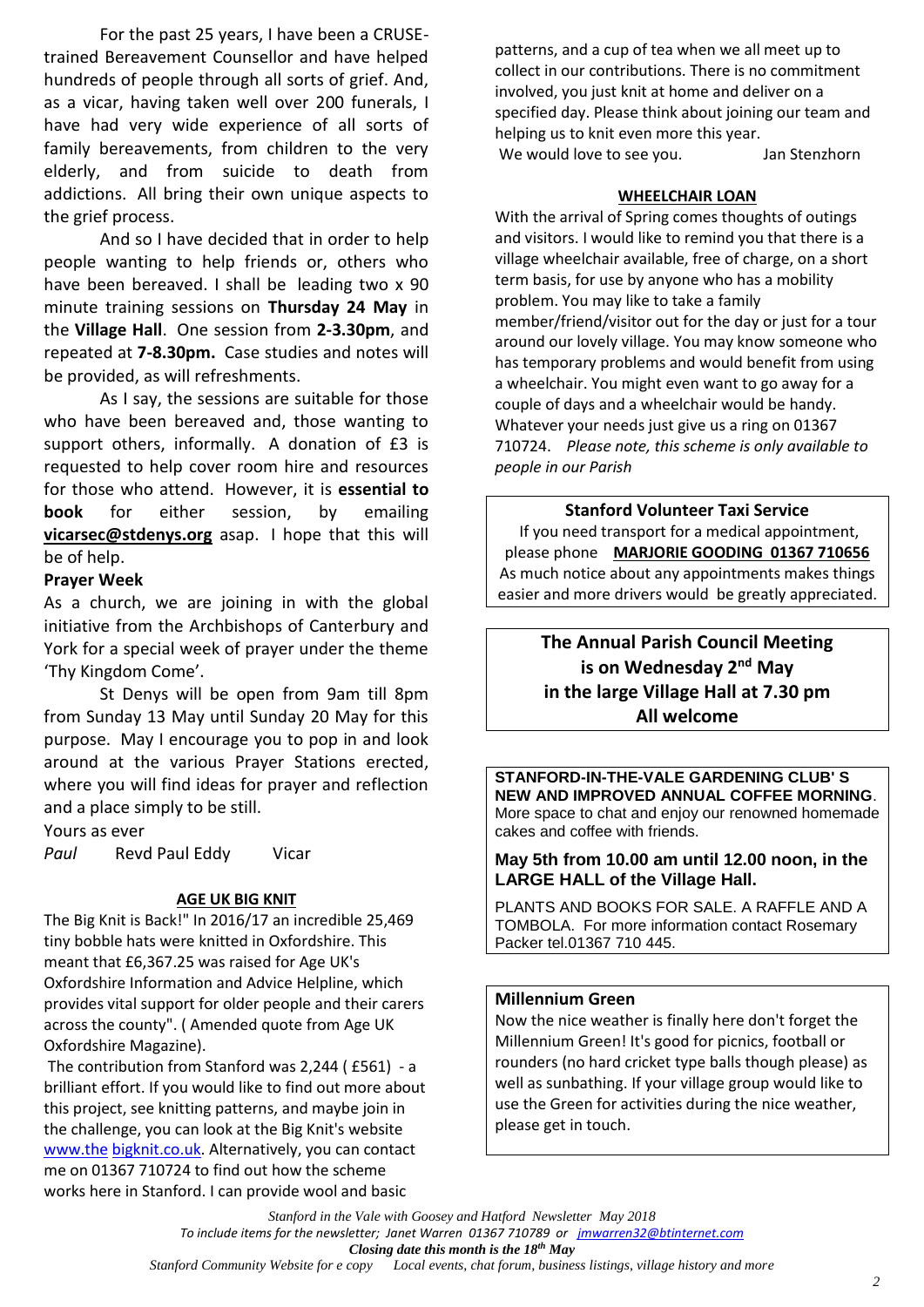For the past 25 years, I have been a CRUSE-trained Bereavement Counsellor and have helped hundreds of people through all sorts of grief. And, as a vicar, having taken well over 200 funerals, I have had very wide experience of all sorts of family bereavements, from children to the very elderly, and from suicide to death from addictions. All bring their own unique aspects to the grief process.

And so I have decided that in order to help people wanting to help friends or, others who have been bereaved. I shall be leading two x 90 minute training sessions on **Thursday 24 May** in the **Village Hall**. One session from **2-3.30pm**, and repeated at **7-8.30pm.** Case studies and notes will be provided, as will refreshments.

As I say, the sessions are suitable for those who have been bereaved and, those wanting to support others, informally. A donation of £3 is requested to help cover room hire and resources for those who attend. However, it is **essential to book** for either session, by emailing **vicarsec@stdenys.org** asap. I hope that this will be of help.

**Prayer Week**

As a church, we are joining in with the global initiative from the Archbishops of Canterbury and York for a special week of prayer under the theme 'Thy Kingdom Come'.

St Denys will be open from 9am till 8pm from Sunday 13 May until Sunday 20 May for this purpose. May I encourage you to pop in and look around at the various Prayer Stations erected, where you will find ideas for prayer and reflection and a place simply to be still.

Yours as ever

*Paul* Revd Paul Eddy Vicar

**AGE UK BIG KNIT**

The Big Knit is Back!" In 2016/17 an incredible 25,469 tiny bobble hats were knitted in Oxfordshire. This meant that £6,367.25 was raised for Age UK's Oxfordshire Information and Advice Helpline, which provides vital support for older people and their carers across the county". ( Amended quote from Age UK Oxfordshire Magazine).

The contribution from Stanford was 2,244 ( £561) - a brilliant effort. If you would like to find out more about this project, see knitting patterns, and maybe join in the challenge, you can look at the Big Knit's website www.the bigknit.co.uk. Alternatively, you can contact me on 01367 710724 to find out how the scheme works here in Stanford. I can provide wool and basic patterns, and a cup of tea when we all meet up to collect in our contributions. There is no commitment involved, you just knit at home and deliver on a specified day. Please think about joining our team and helping us to knit even more this year.

We would love to see you. Jan Stenzhorn

**WHEELCHAIR LOAN**

With the arrival of Spring comes thoughts of outings and visitors. I would like to remind you that there is a village wheelchair available, free of charge, on a short term basis, for use by anyone who has a mobility problem. You may like to take a family member/friend/visitor out for the day or just for a tour around our lovely village. You may know someone who has temporary problems and would benefit from using a wheelchair. You might even want to go away for a couple of days and a wheelchair would be handy. Whatever your needs just give us a ring on 01367 710724. *Please note, this scheme is only available to people in our Parish*

**Stanford Volunteer Taxi Service**

If you need transport for a medical appointment, please phone **MARJORIE GOODING 01367 710656**

As much notice about any appointments makes things easier and more drivers would be greatly appreciated.

**The Annual Parish Council Meeting is on Wednesday 2nd May in the large Village Hall at 7.30 pm All welcome**

**STANFORD-IN-THE-VALE GARDENING CLUB' S NEW AND IMPROVED ANNUAL COFFEE MORNING**. More space to chat and enjoy our renowned homemade cakes and coffee with friends.

**May 5th from 10.00 am until 12.00 noon, in the LARGE HALL of the Village Hall.**

PLANTS AND BOOKS FOR SALE. A RAFFLE AND A TOMBOLA. For more information contact Rosemary Packer tel.01367 710 445.

**Millennium Green**

Now the nice weather is finally here don't forget the Millennium Green! It's good for picnics, football or rounders (no hard cricket type balls though please) as well as sunbathing. If your village group would like to use the Green for activities during the nice weather, please get in touch.

*Stanford in the Vale with Goosey and Hatford Newsletter May 2018*

*To include items for the newsletter; Janet Warren 01367 710789 or jmwarren32@btinternet.com*

***Closing date this month is the 18th May***

*Stanford Community Website for e copy Local events, chat forum, business listings, village history and more*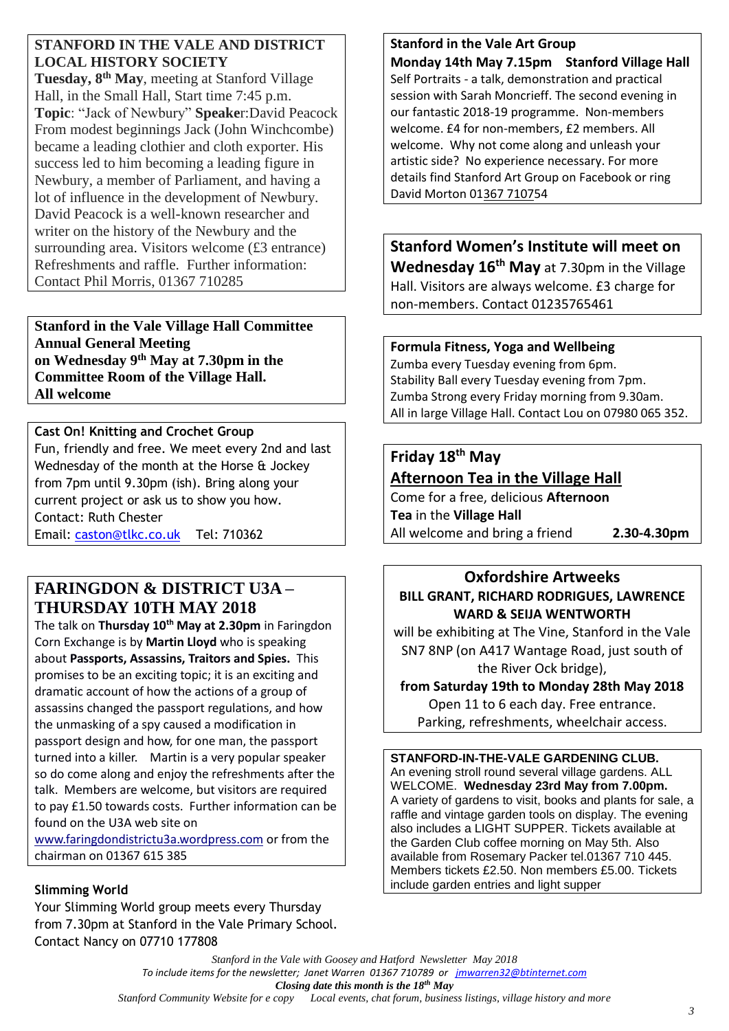## STANFORD IN THE VALE AND DISTRICT LOCAL HISTORY SOCIETY

**Tuesday, 8th May**, meeting at Stanford Village Hall, in the Small Hall, Start time 7:45 p.m.
**Topic**: "Jack of Newbury" **Speaker**:David Peacock
From modest beginnings Jack (John Winchcombe) became a leading clothier and cloth exporter. His success led to him becoming a leading figure in Newbury, a member of Parliament, and having a lot of influence in the development of Newbury. David Peacock is a well-known researcher and writer on the history of the Newbury and the surrounding area. Visitors welcome (£3 entrance) Refreshments and raffle. Further information: Contact Phil Morris, 01367 710285

**Stanford in the Vale Village Hall Committee Annual General Meeting on Wednesday 9th May at 7.30pm in the Committee Room of the Village Hall. All welcome**

**Cast On! Knitting and Crochet Group**
Fun, friendly and free. We meet every 2nd and last Wednesday of the month at the Horse & Jockey from 7pm until 9.30pm (ish). Bring along your current project or ask us to show you how.
Contact: Ruth Chester
Email: caston@tlkc.co.uk Tel: 710362

## FARINGDON & DISTRICT U3A – THURSDAY 10TH MAY 2018

The talk on **Thursday 10th May at 2.30pm** in Faringdon Corn Exchange is by **Martin Lloyd** who is speaking about **Passports, Assassins, Traitors and Spies.** This promises to be an exciting topic; it is an exciting and dramatic account of how the actions of a group of assassins changed the passport regulations, and how the unmasking of a spy caused a modification in passport design and how, for one man, the passport turned into a killer. Martin is a very popular speaker so do come along and enjoy the refreshments after the talk. Members are welcome, but visitors are required to pay £1.50 towards costs. Further information can be found on the U3A web site on www.faringdondistrictu3a.wordpress.com or from the chairman on 01367 615 385

**Slimming World**
Your Slimming World group meets every Thursday from 7.30pm at Stanford in the Vale Primary School. Contact Nancy on 07710 177808

**Stanford in the Vale Art Group**
**Monday 14th May 7.15pm Stanford Village Hall**
Self Portraits - a talk, demonstration and practical session with Sarah Moncrieff. The second evening in our fantastic 2018-19 programme. Non-members welcome. £4 for non-members, £2 members. All welcome. Why not come along and unleash your artistic side? No experience necessary. For more details find Stanford Art Group on Facebook or ring David Morton 01367 710754

**Stanford Women's Institute will meet on Wednesday 16th May** at 7.30pm in the Village Hall. Visitors are always welcome. £3 charge for non-members. Contact 01235765461

**Formula Fitness, Yoga and Wellbeing**
Zumba every Tuesday evening from 6pm.
Stability Ball every Tuesday evening from 7pm.
Zumba Strong every Friday morning from 9.30am.
All in large Village Hall. Contact Lou on 07980 065 352.

**Friday 18th May**
**Afternoon Tea in the Village Hall**
Come for a free, delicious **Afternoon Tea** in the **Village Hall**
All welcome and bring a friend **2.30-4.30pm**

## Oxfordshire Artweeks

**BILL GRANT, RICHARD RODRIGUES, LAWRENCE WARD & SEIJA WENTWORTH**
will be exhibiting at The Vine, Stanford in the Vale SN7 8NP (on A417 Wantage Road, just south of the River Ock bridge),
**from Saturday 19th to Monday 28th May 2018**
Open 11 to 6 each day. Free entrance.
Parking, refreshments, wheelchair access.

**STANFORD-IN-THE-VALE GARDENING CLUB.**
An evening stroll round several village gardens. ALL WELCOME. **Wednesday 23rd May from 7.00pm.** A variety of gardens to visit, books and plants for sale, a raffle and vintage garden tools on display. The evening also includes a LIGHT SUPPER. Tickets available at the Garden Club coffee morning on May 5th. Also available from Rosemary Packer tel.01367 710 445. Members tickets £2.50. Non members £5.00. Tickets include garden entries and light supper

*Stanford in the Vale with Goosey and Hatford Newsletter May 2018*
*To include items for the newsletter; Janet Warren 01367 710789 or jmwarren32@btinternet.com*
***Closing date this month is the 18th May***
*Stanford Community Website for e copy Local events, chat forum, business listings, village history and more*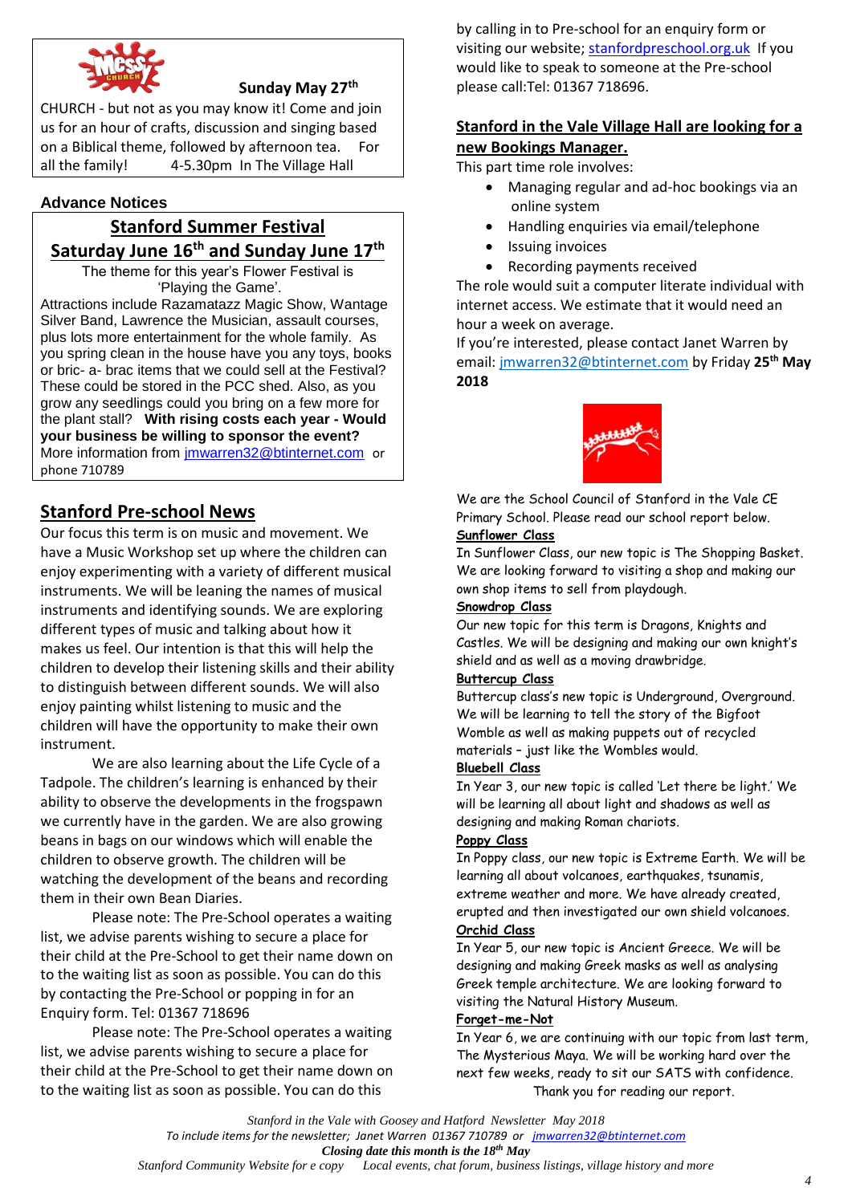**Sunday May 27th**

CHURCH - but not as you may know it! Come and join us for an hour of crafts, discussion and singing based on a Biblical theme, followed by afternoon tea. For all the family! 4-5.30pm In The Village Hall

### Advance Notices

## Stanford Summer Festival

## Saturday June 16th and Sunday June 17th

The theme for this year's Flower Festival is 'Playing the Game'.

Attractions include Razamatazz Magic Show, Wantage Silver Band, Lawrence the Musician, assault courses, plus lots more entertainment for the whole family. As you spring clean in the house have you any toys, books or bric- a- brac items that we could sell at the Festival? These could be stored in the PCC shed. Also, as you grow any seedlings could you bring on a few more for the plant stall? **With rising costs each year - Would your business be willing to sponsor the event?** More information from jmwarren32@btinternet.com or phone 710789

## Stanford Pre-school News

Our focus this term is on music and movement. We have a Music Workshop set up where the children can enjoy experimenting with a variety of different musical instruments. We will be leaning the names of musical instruments and identifying sounds. We are exploring different types of music and talking about how it makes us feel. Our intention is that this will help the children to develop their listening skills and their ability to distinguish between different sounds. We will also enjoy painting whilst listening to music and the children will have the opportunity to make their own instrument.

We are also learning about the Life Cycle of a Tadpole. The children's learning is enhanced by their ability to observe the developments in the frogspawn we currently have in the garden. We are also growing beans in bags on our windows which will enable the children to observe growth. The children will be watching the development of the beans and recording them in their own Bean Diaries.

Please note: The Pre-School operates a waiting list, we advise parents wishing to secure a place for their child at the Pre-School to get their name down on to the waiting list as soon as possible. You can do this by contacting the Pre-School or popping in for an Enquiry form. Tel: 01367 718696

Please note: The Pre-School operates a waiting list, we advise parents wishing to secure a place for their child at the Pre-School to get their name down on to the waiting list as soon as possible. You can do this by calling in to Pre-school for an enquiry form or visiting our website; stanfordpreschool.org.uk If you would like to speak to someone at the Pre-school please call:Tel: 01367 718696.

## Stanford in the Vale Village Hall are looking for a new Bookings Manager.

This part time role involves:

- Managing regular and ad-hoc bookings via an online system
- Handling enquiries via email/telephone
- Issuing invoices
- Recording payments received

The role would suit a computer literate individual with internet access. We estimate that it would need an hour a week on average.

If you're interested, please contact Janet Warren by email: jmwarren32@btinternet.com by Friday **25th May 2018**

We are the School Council of Stanford in the Vale CE Primary School. Please read our school report below.

**Sunflower Class**

In Sunflower Class, our new topic is The Shopping Basket. We are looking forward to visiting a shop and making our own shop items to sell from playdough.

**Snowdrop Class**

Our new topic for this term is Dragons, Knights and Castles. We will be designing and making our own knight's shield and as well as a moving drawbridge.

**Buttercup Class**

Buttercup class's new topic is Underground, Overground. We will be learning to tell the story of the Bigfoot Womble as well as making puppets out of recycled materials – just like the Wombles would.

**Bluebell Class**

In Year 3, our new topic is called 'Let there be light.' We will be learning all about light and shadows as well as designing and making Roman chariots.

**Poppy Class**

In Poppy class, our new topic is Extreme Earth. We will be learning all about volcanoes, earthquakes, tsunamis, extreme weather and more. We have already created, erupted and then investigated our own shield volcanoes.

**Orchid Class**

In Year 5, our new topic is Ancient Greece. We will be designing and making Greek masks as well as analysing Greek temple architecture. We are looking forward to visiting the Natural History Museum.

**Forget-me-Not**

In Year 6, we are continuing with our topic from last term, The Mysterious Maya. We will be working hard over the next few weeks, ready to sit our SATS with confidence.

Thank you for reading our report.

*Stanford in the Vale with Goosey and Hatford Newsletter May 2018*

*To include items for the newsletter; Janet Warren 01367 710789 or jmwarren32@btinternet.com*

***Closing date this month is the 18th May***

*Stanford Community Website for e copy Local events, chat forum, business listings, village history and more*